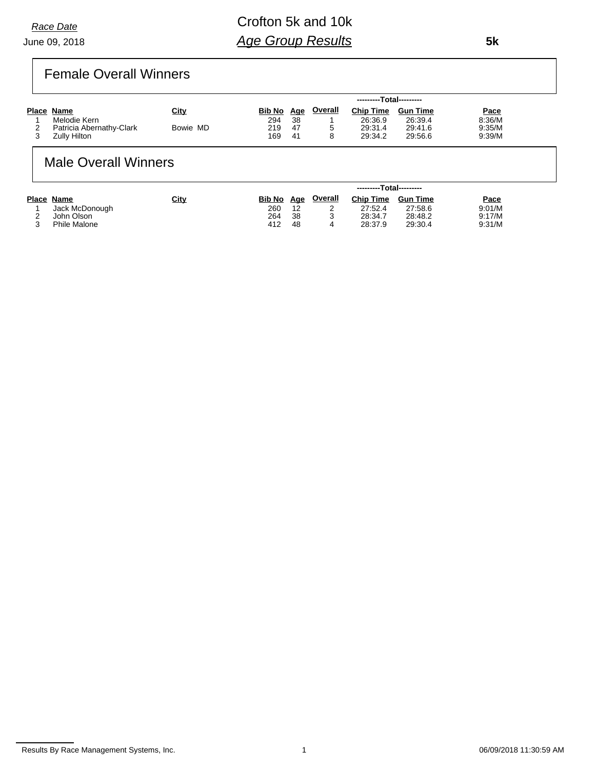*Race Date*

June 09, 2018

# Crofton 5k and 10k

## *Age Group Results*

**5k**

## Female Overall Winners

| Place | Name | City | Bib No | Age | Overall | Chip Time | Gun Time | Pace |
|---|---|---|---|---|---|---|---|---|
| | | | | | | ---------Total--------- | | |
| 1 | Melodie Kern | | 294 | 38 | 1 | 26:36.9 | 26:39.4 | 8:36/M |
| 2 | Patricia Abernathy-Clark | Bowie MD | 219 | 47 | 5 | 29:31.4 | 29:41.6 | 9:35/M |
| 3 | Zully Hilton | | 169 | 41 | 8 | 29:34.2 | 29:56.6 | 9:39/M |

## Male Overall Winners

| Place | Name | City | Bib No | Age | Overall | Chip Time | Gun Time | Pace |
|---|---|---|---|---|---|---|---|---|
| | | | | | | ---------Total--------- | | |
| 1 | Jack McDonough | | 260 | 12 | 2 | 27:52.4 | 27:58.6 | 9:01/M |
| 2 | John Olson | | 264 | 38 | 3 | 28:34.7 | 28:48.2 | 9:17/M |
| 3 | Phile Malone | | 412 | 48 | 4 | 28:37.9 | 29:30.4 | 9:31/M |

Results By Race Management Systems, Inc. — 06/09/2018 11:30:59 AM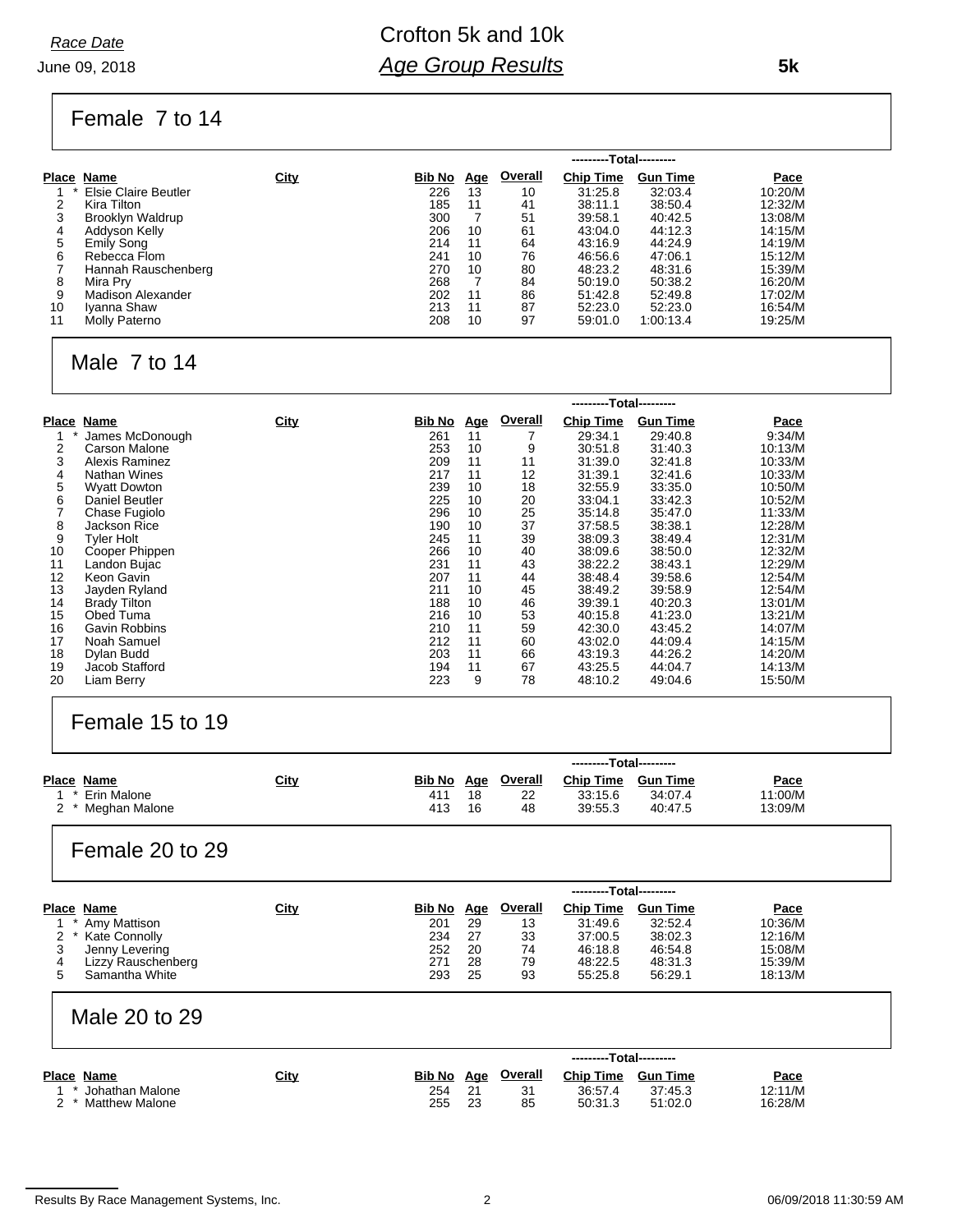*Race Date*

June 09, 2018

# Crofton 5k and 10k

## *Age Group Results*

**5k**

### Female 7 to 14

| Place | | Name | City | Bib No | Age | Overall | Chip Time | Gun Time | Pace |
|---|---|---|---|---|---|---|---|---|---|
| | | | | | | | ---------Total--------- | | |
| 1 | * | Elsie Claire Beutler | | 226 | 13 | 10 | 31:25.8 | 32:03.4 | 10:20/M |
| 2 | | Kira Tilton | | 185 | 11 | 41 | 38:11.1 | 38:50.4 | 12:32/M |
| 3 | | Brooklyn Waldrup | | 300 | 7 | 51 | 39:58.1 | 40:42.5 | 13:08/M |
| 4 | | Addyson Kelly | | 206 | 10 | 61 | 43:04.0 | 44:12.3 | 14:15/M |
| 5 | | Emily Song | | 214 | 11 | 64 | 43:16.9 | 44:24.9 | 14:19/M |
| 6 | | Rebecca Flom | | 241 | 10 | 76 | 46:56.6 | 47:06.1 | 15:12/M |
| 7 | | Hannah Rauschenberg | | 270 | 10 | 80 | 48:23.2 | 48:31.6 | 15:39/M |
| 8 | | Mira Pry | | 268 | 7 | 84 | 50:19.0 | 50:38.2 | 16:20/M |
| 9 | | Madison Alexander | | 202 | 11 | 86 | 51:42.8 | 52:49.8 | 17:02/M |
| 10 | | Iyanna Shaw | | 213 | 11 | 87 | 52:23.0 | 52:23.0 | 16:54/M |
| 11 | | Molly Paterno | | 208 | 10 | 97 | 59:01.0 | 1:00:13.4 | 19:25/M |

### Male 7 to 14

| Place | | Name | City | Bib No | Age | Overall | Chip Time | Gun Time | Pace |
|---|---|---|---|---|---|---|---|---|---|
| | | | | | | | ---------Total--------- | | |
| 1 | * | James McDonough | | 261 | 11 | 7 | 29:34.1 | 29:40.8 | 9:34/M |
| 2 | | Carson Malone | | 253 | 10 | 9 | 30:51.8 | 31:40.3 | 10:13/M |
| 3 | | Alexis Raminez | | 209 | 11 | 11 | 31:39.0 | 32:41.8 | 10:33/M |
| 4 | | Nathan Wines | | 217 | 11 | 12 | 31:39.1 | 32:41.6 | 10:33/M |
| 5 | | Wyatt Dowton | | 239 | 10 | 18 | 32:55.9 | 33:35.0 | 10:50/M |
| 6 | | Daniel Beutler | | 225 | 10 | 20 | 33:04.1 | 33:42.3 | 10:52/M |
| 7 | | Chase Fugiolo | | 296 | 10 | 25 | 35:14.8 | 35:47.0 | 11:33/M |
| 8 | | Jackson Rice | | 190 | 10 | 37 | 37:58.5 | 38:38.1 | 12:28/M |
| 9 | | Tyler Holt | | 245 | 11 | 39 | 38:09.3 | 38:49.4 | 12:31/M |
| 10 | | Cooper Phippen | | 266 | 10 | 40 | 38:09.6 | 38:50.0 | 12:32/M |
| 11 | | Landon Bujac | | 231 | 11 | 43 | 38:22.2 | 38:43.1 | 12:29/M |
| 12 | | Keon Gavin | | 207 | 11 | 44 | 38:48.4 | 39:58.6 | 12:54/M |
| 13 | | Jayden Ryland | | 211 | 10 | 45 | 38:49.2 | 39:58.9 | 12:54/M |
| 14 | | Brady Tilton | | 188 | 10 | 46 | 39:39.1 | 40:20.3 | 13:01/M |
| 15 | | Obed Tuma | | 216 | 10 | 53 | 40:15.8 | 41:23.0 | 13:21/M |
| 16 | | Gavin Robbins | | 210 | 11 | 59 | 42:30.0 | 43:45.2 | 14:07/M |
| 17 | | Noah Samuel | | 212 | 11 | 60 | 43:02.0 | 44:09.4 | 14:15/M |
| 18 | | Dylan Budd | | 203 | 11 | 66 | 43:19.3 | 44:26.2 | 14:20/M |
| 19 | | Jacob Stafford | | 194 | 11 | 67 | 43:25.5 | 44:04.7 | 14:13/M |
| 20 | | Liam Berry | | 223 | 9 | 78 | 48:10.2 | 49:04.6 | 15:50/M |

### Female 15 to 19

| Place | | Name | City | Bib No | Age | Overall | Chip Time | Gun Time | Pace |
|---|---|---|---|---|---|---|---|---|---|
| | | | | | | | ---------Total--------- | | |
| 1 | * | Erin Malone | | 411 | 18 | 22 | 33:15.6 | 34:07.4 | 11:00/M |
| 2 | * | Meghan Malone | | 413 | 16 | 48 | 39:55.3 | 40:47.5 | 13:09/M |

### Female 20 to 29

| Place | | Name | City | Bib No | Age | Overall | Chip Time | Gun Time | Pace |
|---|---|---|---|---|---|---|---|---|---|
| | | | | | | | ---------Total--------- | | |
| 1 | * | Amy Mattison | | 201 | 29 | 13 | 31:49.6 | 32:52.4 | 10:36/M |
| 2 | * | Kate Connolly | | 234 | 27 | 33 | 37:00.5 | 38:02.3 | 12:16/M |
| 3 | | Jenny Levering | | 252 | 20 | 74 | 46:18.8 | 46:54.8 | 15:08/M |
| 4 | | Lizzy Rauschenberg | | 271 | 28 | 79 | 48:22.5 | 48:31.3 | 15:39/M |
| 5 | | Samantha White | | 293 | 25 | 93 | 55:25.8 | 56:29.1 | 18:13/M |

### Male 20 to 29

| Place | | Name | City | Bib No | Age | Overall | Chip Time | Gun Time | Pace |
|---|---|---|---|---|---|---|---|---|---|
| | | | | | | | ---------Total--------- | | |
| 1 | * | Johathan Malone | | 254 | 21 | 31 | 36:57.4 | 37:45.3 | 12:11/M |
| 2 | * | Matthew Malone | | 255 | 23 | 85 | 50:31.3 | 51:02.0 | 16:28/M |

Results By Race Management Systems, Inc. 06/09/2018 11:30:59 AM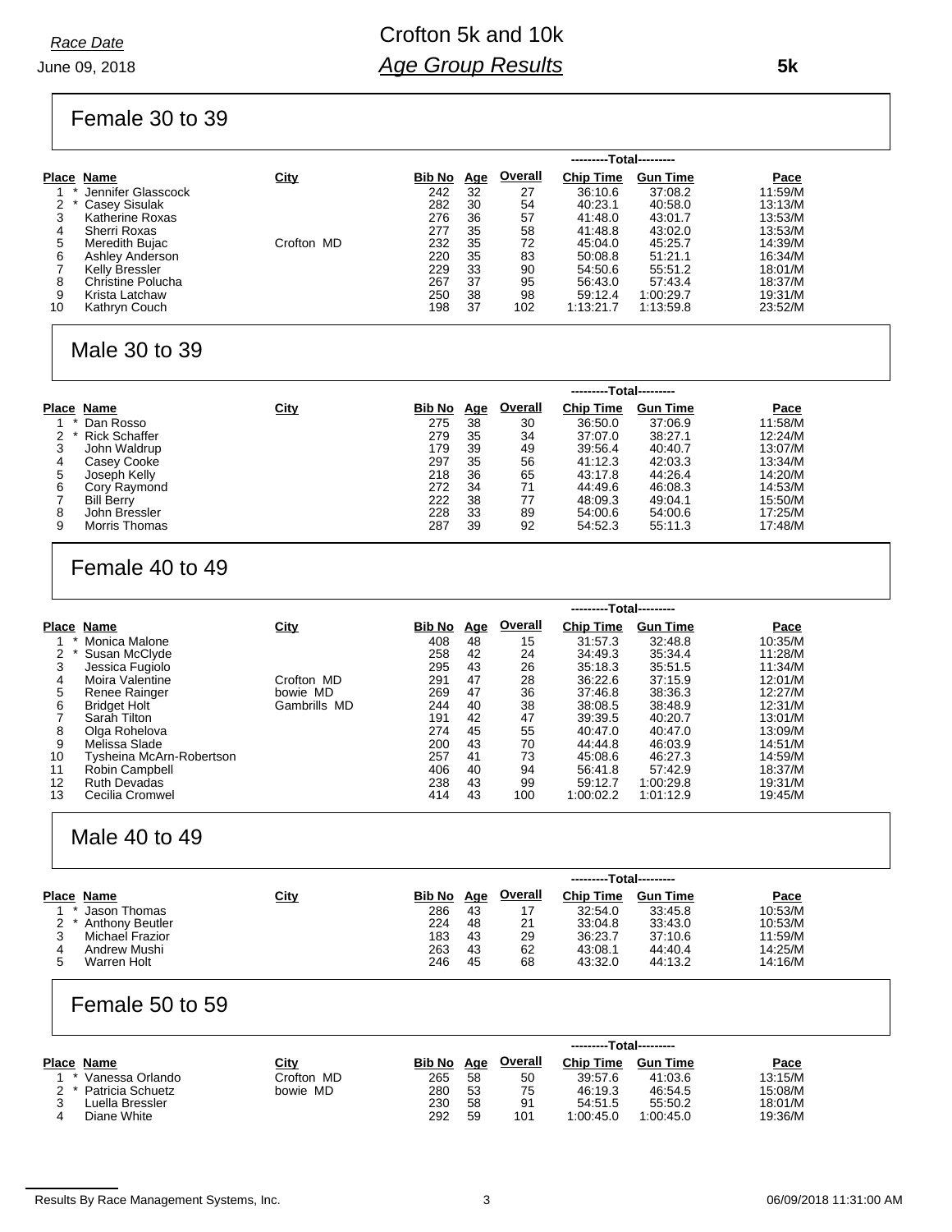Race Date

June 09, 2018

# Crofton 5k and 10k

## *Age Group Results*

**5k**

### Female 30 to 39

| Place | | Name | City | Bib No | Age | Overall | Chip Time | Gun Time | Pace |
|---|---|---|---|---|---|---|---|---|---|
| | | | | | | | ---------Total--------- | | |
| 1 | * | Jennifer Glasscock | | 242 | 32 | 27 | 36:10.6 | 37:08.2 | 11:59/M |
| 2 | * | Casey Sisulak | | 282 | 30 | 54 | 40:23.1 | 40:58.0 | 13:13/M |
| 3 | | Katherine Roxas | | 276 | 36 | 57 | 41:48.0 | 43:01.7 | 13:53/M |
| 4 | | Sherri Roxas | | 277 | 35 | 58 | 41:48.8 | 43:02.0 | 13:53/M |
| 5 | | Meredith Bujac | Crofton MD | 232 | 35 | 72 | 45:04.0 | 45:25.7 | 14:39/M |
| 6 | | Ashley Anderson | | 220 | 35 | 83 | 50:08.8 | 51:21.1 | 16:34/M |
| 7 | | Kelly Bressler | | 229 | 33 | 90 | 54:50.6 | 55:51.2 | 18:01/M |
| 8 | | Christine Polucha | | 267 | 37 | 95 | 56:43.0 | 57:43.4 | 18:37/M |
| 9 | | Krista Latchaw | | 250 | 38 | 98 | 59:12.4 | 1:00:29.7 | 19:31/M |
| 10 | | Kathryn Couch | | 198 | 37 | 102 | 1:13:21.7 | 1:13:59.8 | 23:52/M |

### Male 30 to 39

| Place | | Name | City | Bib No | Age | Overall | Chip Time | Gun Time | Pace |
|---|---|---|---|---|---|---|---|---|---|
| | | | | | | | ---------Total--------- | | |
| 1 | * | Dan Rosso | | 275 | 38 | 30 | 36:50.0 | 37:06.9 | 11:58/M |
| 2 | * | Rick Schaffer | | 279 | 35 | 34 | 37:07.0 | 38:27.1 | 12:24/M |
| 3 | | John Waldrup | | 179 | 39 | 49 | 39:56.4 | 40:40.7 | 13:07/M |
| 4 | | Casey Cooke | | 297 | 35 | 56 | 41:12.3 | 42:03.3 | 13:34/M |
| 5 | | Joseph Kelly | | 218 | 36 | 65 | 43:17.8 | 44:26.4 | 14:20/M |
| 6 | | Cory Raymond | | 272 | 34 | 71 | 44:49.6 | 46:08.3 | 14:53/M |
| 7 | | Bill Berry | | 222 | 38 | 77 | 48:09.3 | 49:04.1 | 15:50/M |
| 8 | | John Bressler | | 228 | 33 | 89 | 54:00.6 | 54:00.6 | 17:25/M |
| 9 | | Morris Thomas | | 287 | 39 | 92 | 54:52.3 | 55:11.3 | 17:48/M |

### Female 40 to 49

| Place | | Name | City | Bib No | Age | Overall | Chip Time | Gun Time | Pace |
|---|---|---|---|---|---|---|---|---|---|
| | | | | | | | ---------Total--------- | | |
| 1 | * | Monica Malone | | 408 | 48 | 15 | 31:57.3 | 32:48.8 | 10:35/M |
| 2 | * | Susan McClyde | | 258 | 42 | 24 | 34:49.3 | 35:34.4 | 11:28/M |
| 3 | | Jessica Fugiolo | | 295 | 43 | 26 | 35:18.3 | 35:51.5 | 11:34/M |
| 4 | | Moira Valentine | Crofton MD | 291 | 47 | 28 | 36:22.6 | 37:15.9 | 12:01/M |
| 5 | | Renee Rainger | bowie MD | 269 | 47 | 36 | 37:46.8 | 38:36.3 | 12:27/M |
| 6 | | Bridget Holt | Gambrills MD | 244 | 40 | 38 | 38:08.5 | 38:48.9 | 12:31/M |
| 7 | | Sarah Tilton | | 191 | 42 | 47 | 39:39.5 | 40:20.7 | 13:01/M |
| 8 | | Olga Rohelova | | 274 | 45 | 55 | 40:47.0 | 40:47.0 | 13:09/M |
| 9 | | Melissa Slade | | 200 | 43 | 70 | 44:44.8 | 46:03.9 | 14:51/M |
| 10 | | Tysheina McArn-Robertson | | 257 | 41 | 73 | 45:08.6 | 46:27.3 | 14:59/M |
| 11 | | Robin Campbell | | 406 | 40 | 94 | 56:41.8 | 57:42.9 | 18:37/M |
| 12 | | Ruth Devadas | | 238 | 43 | 99 | 59:12.7 | 1:00:29.8 | 19:31/M |
| 13 | | Cecilia Cromwel | | 414 | 43 | 100 | 1:00:02.2 | 1:01:12.9 | 19:45/M |

### Male 40 to 49

| Place | | Name | City | Bib No | Age | Overall | Chip Time | Gun Time | Pace |
|---|---|---|---|---|---|---|---|---|---|
| | | | | | | | ---------Total--------- | | |
| 1 | * | Jason Thomas | | 286 | 43 | 17 | 32:54.0 | 33:45.8 | 10:53/M |
| 2 | * | Anthony Beutler | | 224 | 48 | 21 | 33:04.8 | 33:43.0 | 10:53/M |
| 3 | | Michael Frazior | | 183 | 43 | 29 | 36:23.7 | 37:10.6 | 11:59/M |
| 4 | | Andrew Mushi | | 263 | 43 | 62 | 43:08.1 | 44:40.4 | 14:25/M |
| 5 | | Warren Holt | | 246 | 45 | 68 | 43:32.0 | 44:13.2 | 14:16/M |

### Female 50 to 59

| Place | | Name | City | Bib No | Age | Overall | Chip Time | Gun Time | Pace |
|---|---|---|---|---|---|---|---|---|---|
| | | | | | | | ---------Total--------- | | |
| 1 | * | Vanessa Orlando | Crofton MD | 265 | 58 | 50 | 39:57.6 | 41:03.6 | 13:15/M |
| 2 | * | Patricia Schuetz | bowie MD | 280 | 53 | 75 | 46:19.3 | 46:54.5 | 15:08/M |
| 3 | | Luella Bressler | | 230 | 58 | 91 | 54:51.5 | 55:50.2 | 18:01/M |
| 4 | | Diane White | | 292 | 59 | 101 | 1:00:45.0 | 1:00:45.0 | 19:36/M |

Results By Race Management Systems, Inc. 06/09/2018 11:31:00 AM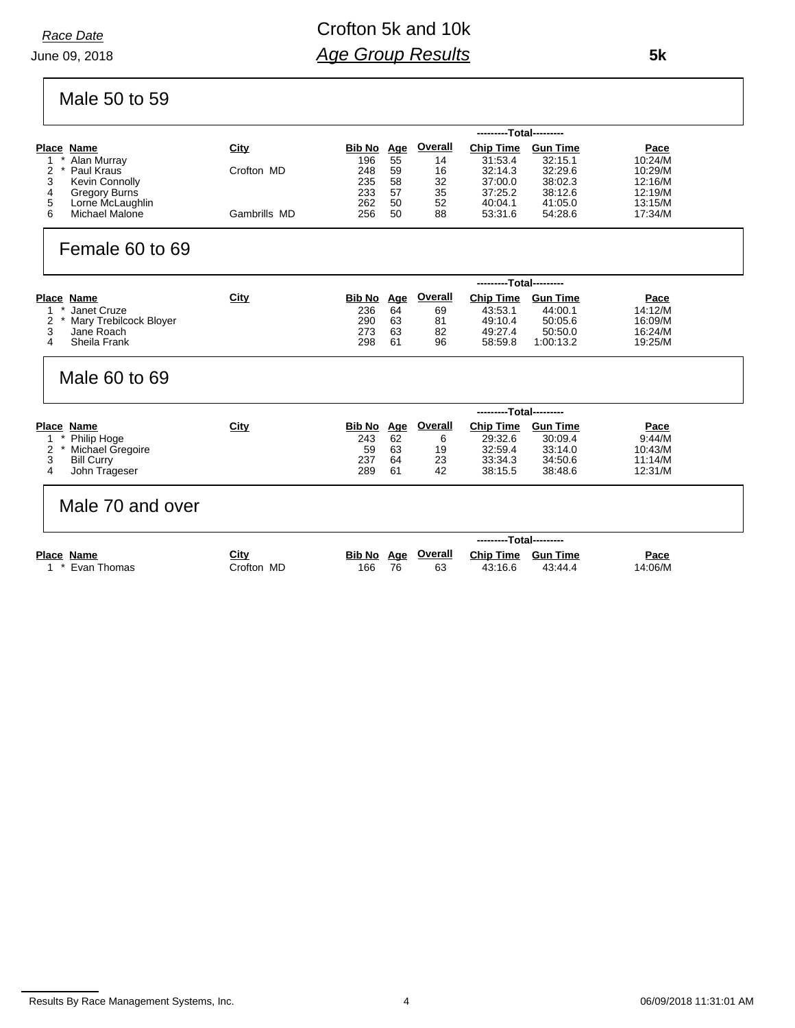Race Date

June 09, 2018

# Crofton 5k and 10k

## *Age Group Results*

**5k**

### Male 50 to 59

| | | | | | | ---------Total--------- | | |
|---|---|---|---|---|---|---|---|---|
| **Place** | **Name** | **City** | **Bib No** | **Age** | **Overall** | **Chip Time** | **Gun Time** | **Pace** |
| 1 * | Alan Murray | | 196 | 55 | 14 | 31:53.4 | 32:15.1 | 10:24/M |
| 2 * | Paul Kraus | Crofton MD | 248 | 59 | 16 | 32:14.3 | 32:29.6 | 10:29/M |
| 3 | Kevin Connolly | | 235 | 58 | 32 | 37:00.0 | 38:02.3 | 12:16/M |
| 4 | Gregory Burns | | 233 | 57 | 35 | 37:25.2 | 38:12.6 | 12:19/M |
| 5 | Lorne McLaughlin | | 262 | 50 | 52 | 40:04.1 | 41:05.0 | 13:15/M |
| 6 | Michael Malone | Gambrills MD | 256 | 50 | 88 | 53:31.6 | 54:28.6 | 17:34/M |

### Female 60 to 69

| | | | | | | ---------Total--------- | | |
|---|---|---|---|---|---|---|---|---|
| **Place** | **Name** | **City** | **Bib No** | **Age** | **Overall** | **Chip Time** | **Gun Time** | **Pace** |
| 1 * | Janet Cruze | | 236 | 64 | 69 | 43:53.1 | 44:00.1 | 14:12/M |
| 2 * | Mary Trebilcock Bloyer | | 290 | 63 | 81 | 49:10.4 | 50:05.6 | 16:09/M |
| 3 | Jane Roach | | 273 | 63 | 82 | 49:27.4 | 50:50.0 | 16:24/M |
| 4 | Sheila Frank | | 298 | 61 | 96 | 58:59.8 | 1:00:13.2 | 19:25/M |

### Male 60 to 69

| | | | | | | ---------Total--------- | | |
|---|---|---|---|---|---|---|---|---|
| **Place** | **Name** | **City** | **Bib No** | **Age** | **Overall** | **Chip Time** | **Gun Time** | **Pace** |
| 1 * | Philip Hoge | | 243 | 62 | 6 | 29:32.6 | 30:09.4 | 9:44/M |
| 2 * | Michael Gregoire | | 59 | 63 | 19 | 32:59.4 | 33:14.0 | 10:43/M |
| 3 | Bill Curry | | 237 | 64 | 23 | 33:34.3 | 34:50.6 | 11:14/M |
| 4 | John Trageser | | 289 | 61 | 42 | 38:15.5 | 38:48.6 | 12:31/M |

### Male 70 and over

| | | | | | | ---------Total--------- | | |
|---|---|---|---|---|---|---|---|---|
| **Place** | **Name** | **City** | **Bib No** | **Age** | **Overall** | **Chip Time** | **Gun Time** | **Pace** |
| 1 * | Evan Thomas | Crofton MD | 166 | 76 | 63 | 43:16.6 | 43:44.4 | 14:06/M |

Results By Race Management Systems, Inc.

06/09/2018 11:31:01 AM